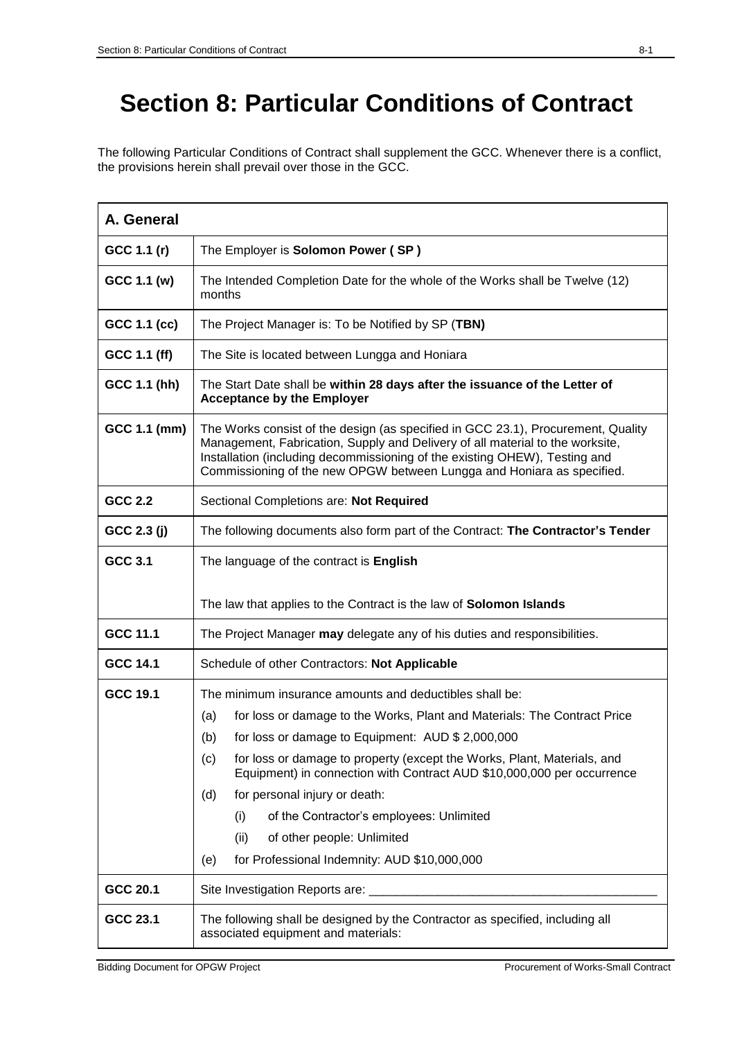# Section 8: Particular Conditions of Contract

The following Particular Conditions of Contract shall supplement the GCC. Whenever there is a conflict, the provisions herein shall prevail over those in the GCC.

| **A. General** | |
|---|---|
| **GCC 1.1 (r)** | The Employer is **Solomon Power ( SP )** |
| **GCC 1.1 (w)** | The Intended Completion Date for the whole of the Works shall be Twelve (12) months |
| **GCC 1.1 (cc)** | The Project Manager is: To be Notified by SP (**TBN)** |
| **GCC 1.1 (ff)** | The Site is located between Lungga and Honiara |
| **GCC 1.1 (hh)** | The Start Date shall be **within 28 days after the issuance of the Letter of Acceptance by the Employer** |
| **GCC 1.1 (mm)** | The Works consist of the design (as specified in GCC 23.1), Procurement, Quality Management, Fabrication, Supply and Delivery of all material to the worksite, Installation (including decommissioning of the existing OHEW), Testing and Commissioning of the new OPGW between Lungga and Honiara as specified. |
| **GCC 2.2** | Sectional Completions are: **Not Required** |
| **GCC 2.3 (j)** | The following documents also form part of the Contract: **The Contractor's Tender** |
| **GCC 3.1** | The language of the contract is **English**<br><br>The law that applies to the Contract is the law of **Solomon Islands** |
| **GCC 11.1** | The Project Manager **may** delegate any of his duties and responsibilities. |
| **GCC 14.1** | Schedule of other Contractors: **Not Applicable** |
| **GCC 19.1** | The minimum insurance amounts and deductibles shall be:<br>(a) for loss or damage to the Works, Plant and Materials: The Contract Price<br>(b) for loss or damage to Equipment: AUD $ 2,000,000<br>(c) for loss or damage to property (except the Works, Plant, Materials, and Equipment) in connection with Contract AUD $10,000,000 per occurrence<br>(d) for personal injury or death:<br>(i) of the Contractor's employees: Unlimited<br>(ii) of other people: Unlimited<br>(e) for Professional Indemnity: AUD $10,000,000 |
| **GCC 20.1** | Site Investigation Reports are: ___________________________________________ |
| **GCC 23.1** | The following shall be designed by the Contractor as specified, including all associated equipment and materials: |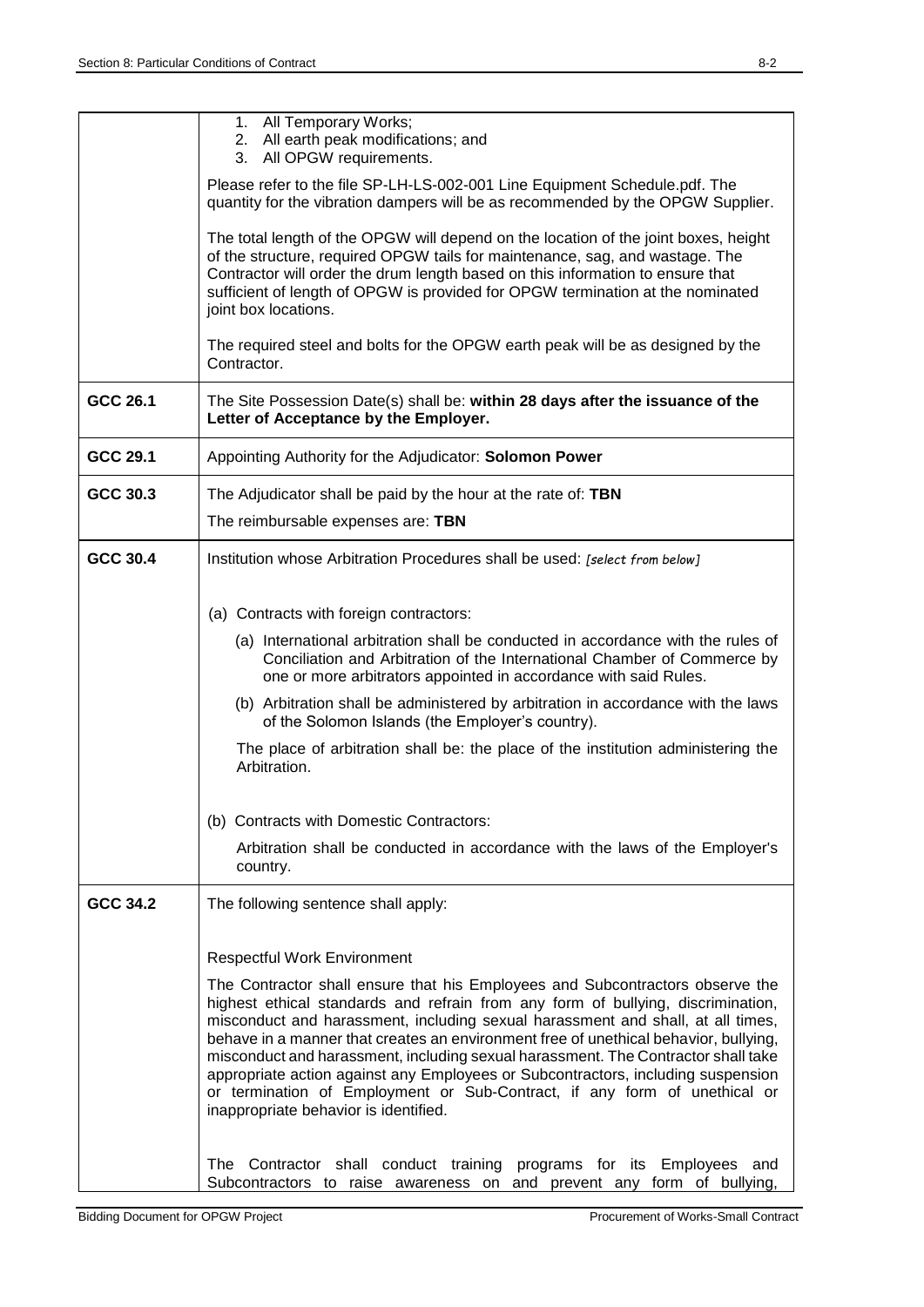| | |
|---|---|
| | 1. All Temporary Works;<br>2. All earth peak modifications; and<br>3. All OPGW requirements.<br><br>Please refer to the file SP-LH-LS-002-001 Line Equipment Schedule.pdf. The quantity for the vibration dampers will be as recommended by the OPGW Supplier.<br><br>The total length of the OPGW will depend on the location of the joint boxes, height of the structure, required OPGW tails for maintenance, sag, and wastage. The Contractor will order the drum length based on this information to ensure that sufficient of length of OPGW is provided for OPGW termination at the nominated joint box locations.<br><br>The required steel and bolts for the OPGW earth peak will be as designed by the Contractor. |
| **GCC 26.1** | The Site Possession Date(s) shall be: **within 28 days after the issuance of the Letter of Acceptance by the Employer.** |
| **GCC 29.1** | Appointing Authority for the Adjudicator: **Solomon Power** |
| **GCC 30.3** | The Adjudicator shall be paid by the hour at the rate of: **TBN**<br>The reimbursable expenses are: **TBN** |
| **GCC 30.4** | Institution whose Arbitration Procedures shall be used: *[select from below]*<br><br>(a) Contracts with foreign contractors:<br><br>(a) International arbitration shall be conducted in accordance with the rules of Conciliation and Arbitration of the International Chamber of Commerce by one or more arbitrators appointed in accordance with said Rules.<br><br>(b) Arbitration shall be administered by arbitration in accordance with the laws of the Solomon Islands (the Employer's country).<br><br>The place of arbitration shall be: the place of the institution administering the Arbitration.<br><br>(b) Contracts with Domestic Contractors:<br><br>Arbitration shall be conducted in accordance with the laws of the Employer's country. |
| **GCC 34.2** | The following sentence shall apply:<br><br>Respectful Work Environment<br><br>The Contractor shall ensure that his Employees and Subcontractors observe the highest ethical standards and refrain from any form of bullying, discrimination, misconduct and harassment, including sexual harassment and shall, at all times, behave in a manner that creates an environment free of unethical behavior, bullying, misconduct and harassment, including sexual harassment. The Contractor shall take appropriate action against any Employees or Subcontractors, including suspension or termination of Employment or Sub-Contract, if any form of unethical or inappropriate behavior is identified.<br><br>The Contractor shall conduct training programs for its Employees and Subcontractors to raise awareness on and prevent any form of bullying, |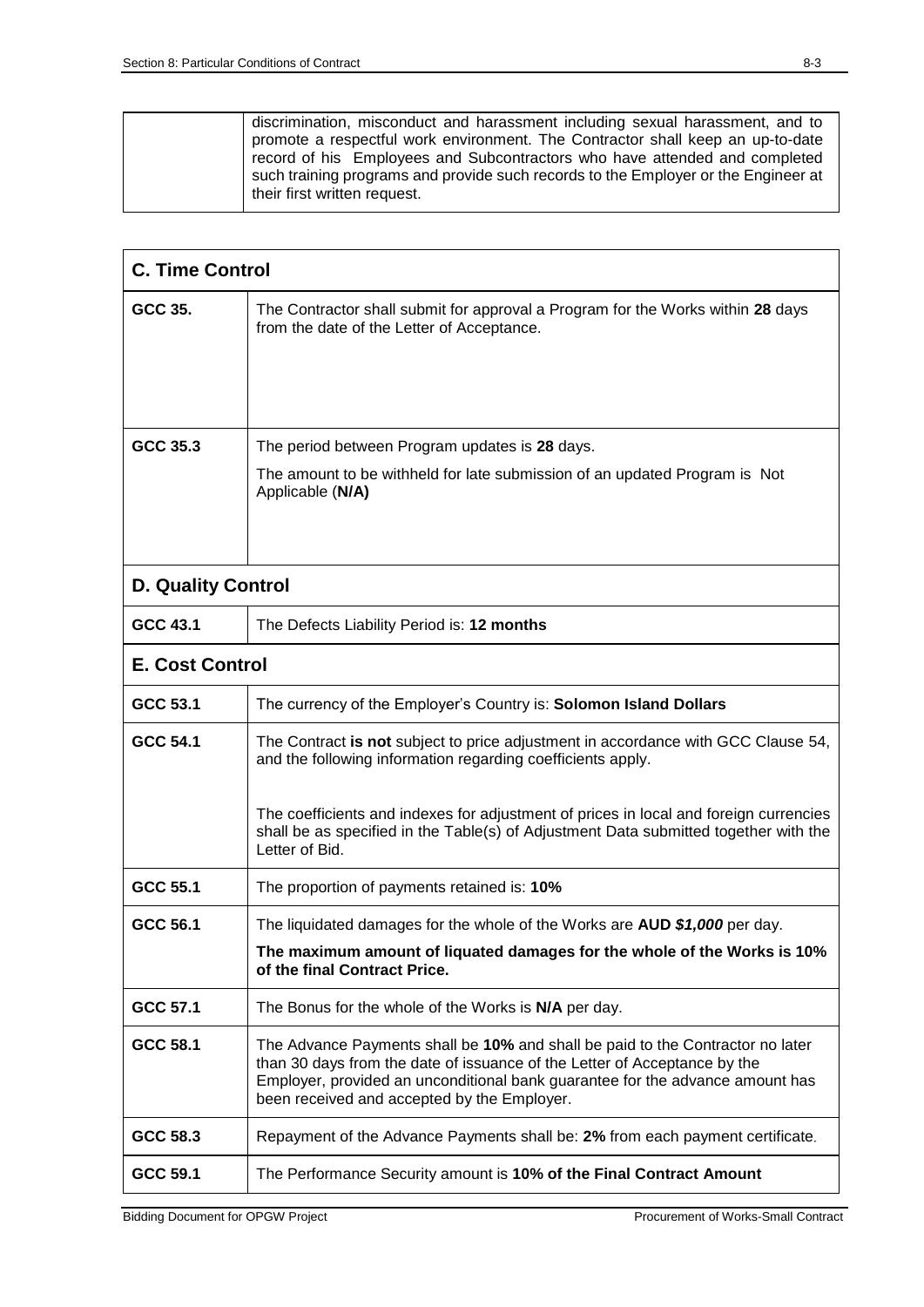| | discrimination, misconduct and harassment including sexual harassment, and to promote a respectful work environment. The Contractor shall keep an up-to-date record of his Employees and Subcontractors who have attended and completed such training programs and provide such records to the Employer or the Engineer at their first written request. |
|---|---|

| **C. Time Control** | |
|---|---|
| **GCC 35.** | The Contractor shall submit for approval a Program for the Works within **28** days from the date of the Letter of Acceptance. |
| **GCC 35.3** | The period between Program updates is **28** days.<br><br>The amount to be withheld for late submission of an updated Program is Not Applicable (**N/A)** |
| **D. Quality Control** | |
| **GCC 43.1** | The Defects Liability Period is: **12 months** |
| **E. Cost Control** | |
| **GCC 53.1** | The currency of the Employer's Country is: **Solomon Island Dollars** |
| **GCC 54.1** | The Contract **is not** subject to price adjustment in accordance with GCC Clause 54, and the following information regarding coefficients apply.<br><br>The coefficients and indexes for adjustment of prices in local and foreign currencies shall be as specified in the Table(s) of Adjustment Data submitted together with the Letter of Bid. |
| **GCC 55.1** | The proportion of payments retained is: **10%** |
| **GCC 56.1** | The liquidated damages for the whole of the Works are **AUD *$1,000*** per day.<br><br>**The maximum amount of liquated damages for the whole of the Works is 10% of the final Contract Price.** |
| **GCC 57.1** | The Bonus for the whole of the Works is **N/A** per day. |
| **GCC 58.1** | The Advance Payments shall be **10%** and shall be paid to the Contractor no later than 30 days from the date of issuance of the Letter of Acceptance by the Employer, provided an unconditional bank guarantee for the advance amount has been received and accepted by the Employer. |
| **GCC 58.3** | Repayment of the Advance Payments shall be: **2%** from each payment certificate. |
| **GCC 59.1** | The Performance Security amount is **10% of the Final Contract Amount** |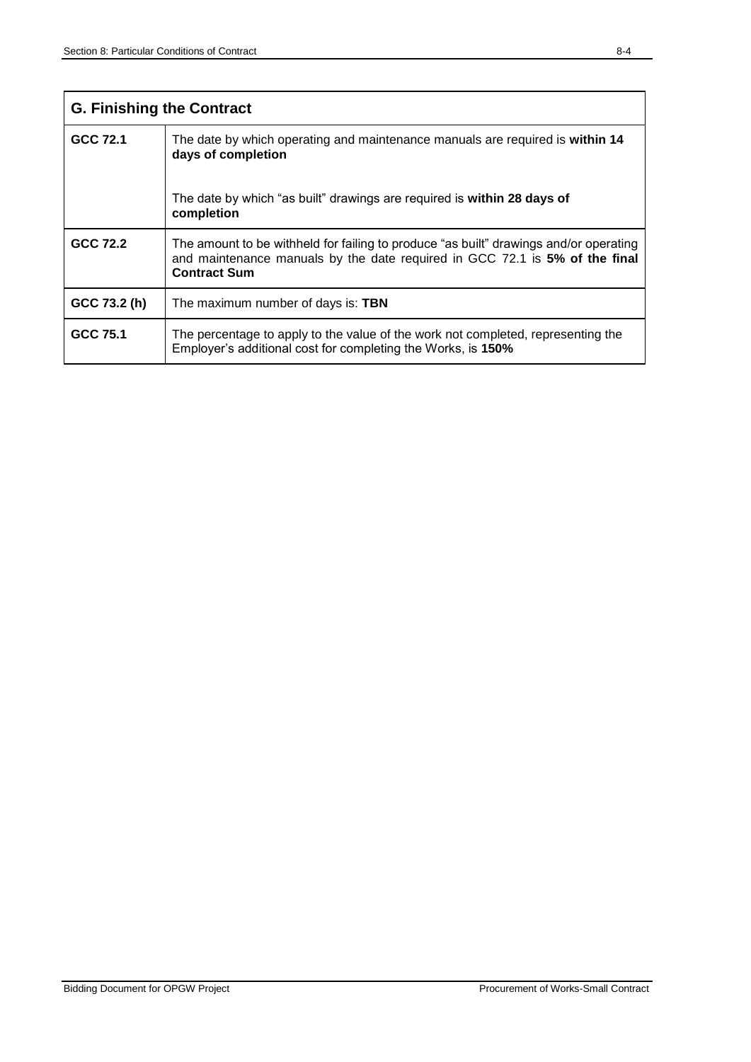| G. Finishing the Contract | |
|---|---|
| **GCC 72.1** | The date by which operating and maintenance manuals are required is **within 14 days of completion**<br><br>The date by which "as built" drawings are required is **within 28 days of completion** |
| **GCC 72.2** | The amount to be withheld for failing to produce "as built" drawings and/or operating and maintenance manuals by the date required in GCC 72.1 is **5% of the final Contract Sum** |
| **GCC 73.2 (h)** | The maximum number of days is: **TBN** |
| **GCC 75.1** | The percentage to apply to the value of the work not completed, representing the Employer's additional cost for completing the Works, is **150%** |